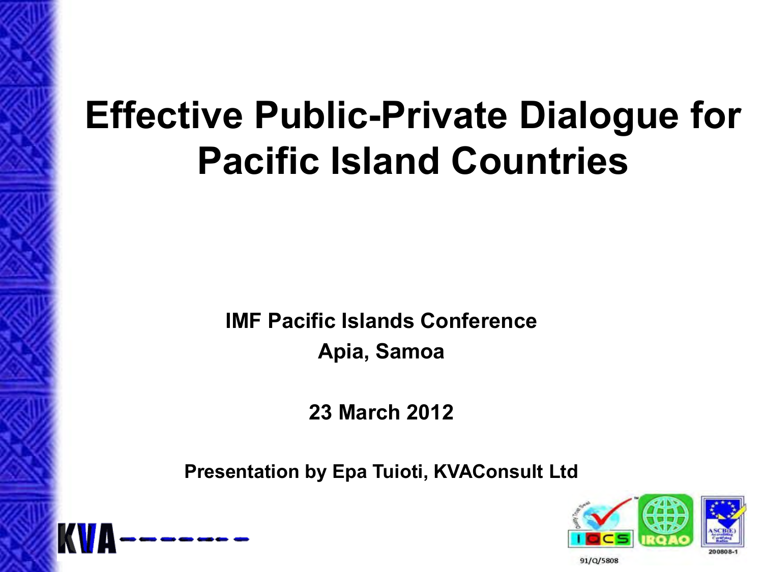# Effective Public-Private Dialogue for Pacific Island Countries

**IMF Pacific Islands Conference**

**Apia, Samoa**

**23 March 2012**

**Presentation by Epa Tuioti, KVAConsult Ltd**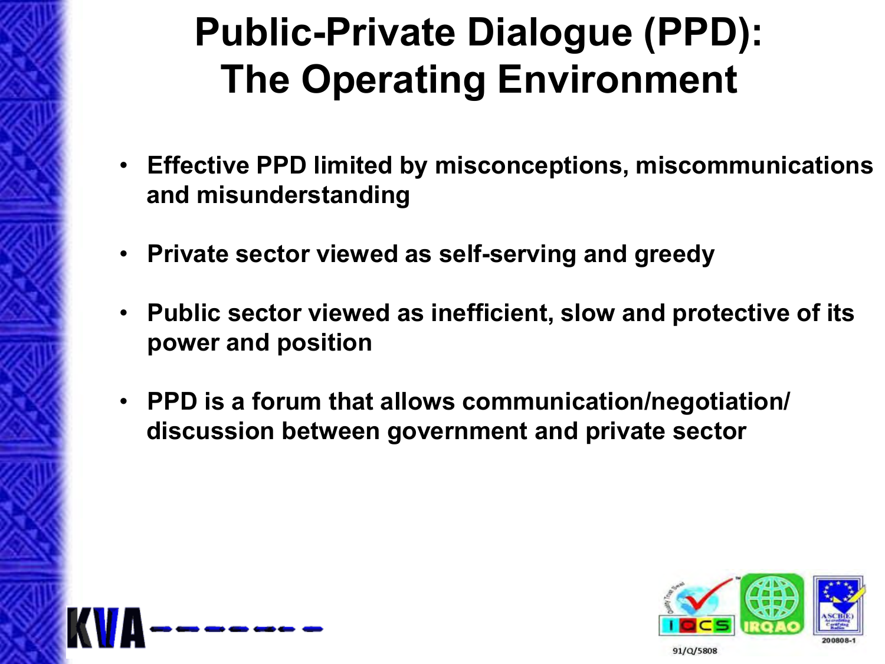# Public-Private Dialogue (PPD): The Operating Environment

- **Effective PPD limited by misconceptions, miscommunications and misunderstanding**
- **Private sector viewed as self-serving and greedy**
- **Public sector viewed as inefficient, slow and protective of its power and position**
- **PPD is a forum that allows communication/negotiation/ discussion between government and private sector**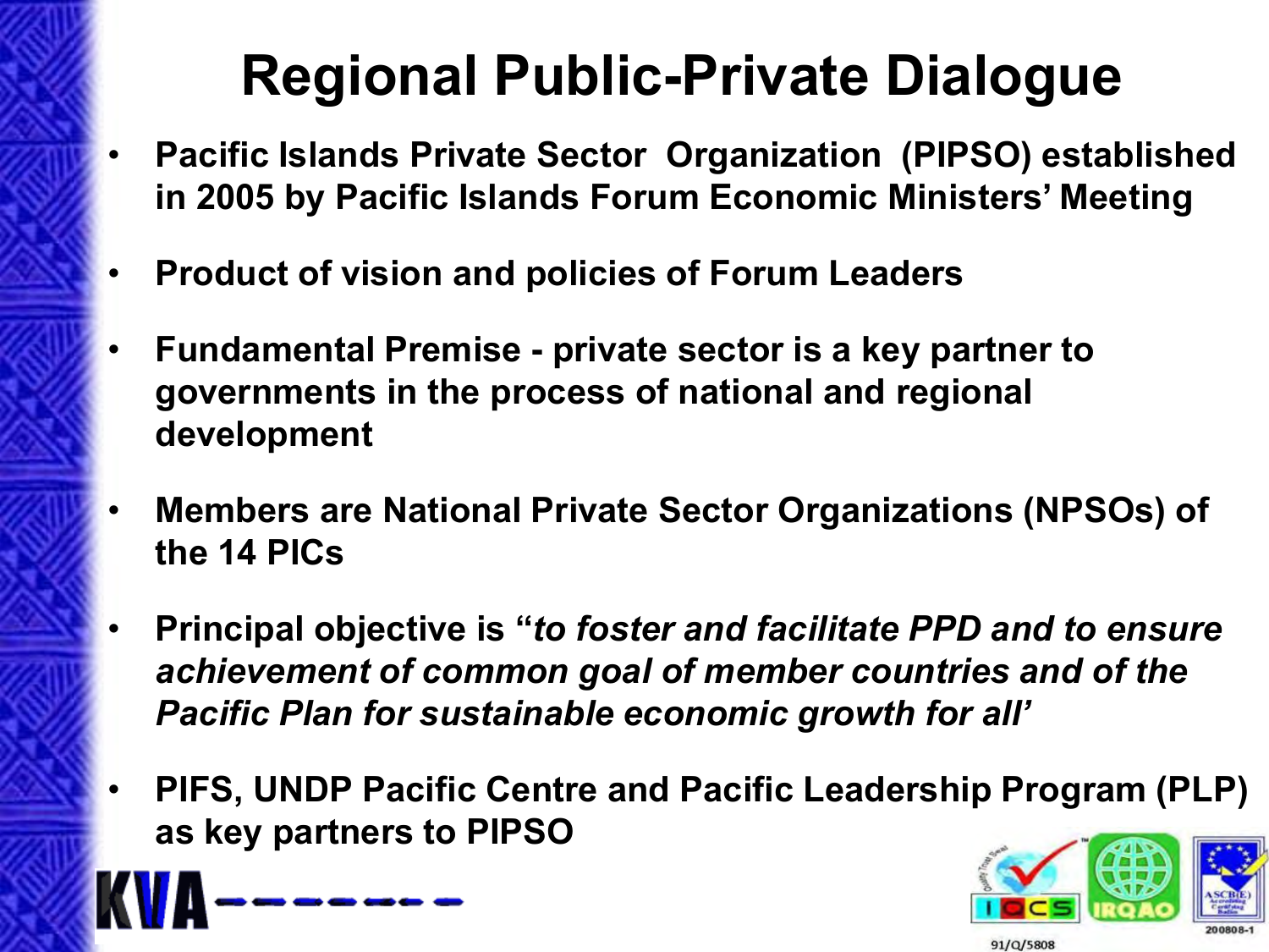# Regional Public-Private Dialogue

- **Pacific Islands Private Sector Organization (PIPSO) established in 2005 by Pacific Islands Forum Economic Ministers' Meeting**
- **Product of vision and policies of Forum Leaders**
- **Fundamental Premise - private sector is a key partner to governments in the process of national and regional development**
- **Members are National Private Sector Organizations (NPSOs) of the 14 PICs**
- **Principal objective is "*to foster and facilitate PPD and to ensure achievement of common goal of member countries and of the Pacific Plan for sustainable economic growth for all'***
- **PIFS, UNDP Pacific Centre and Pacific Leadership Program (PLP) as key partners to PIPSO**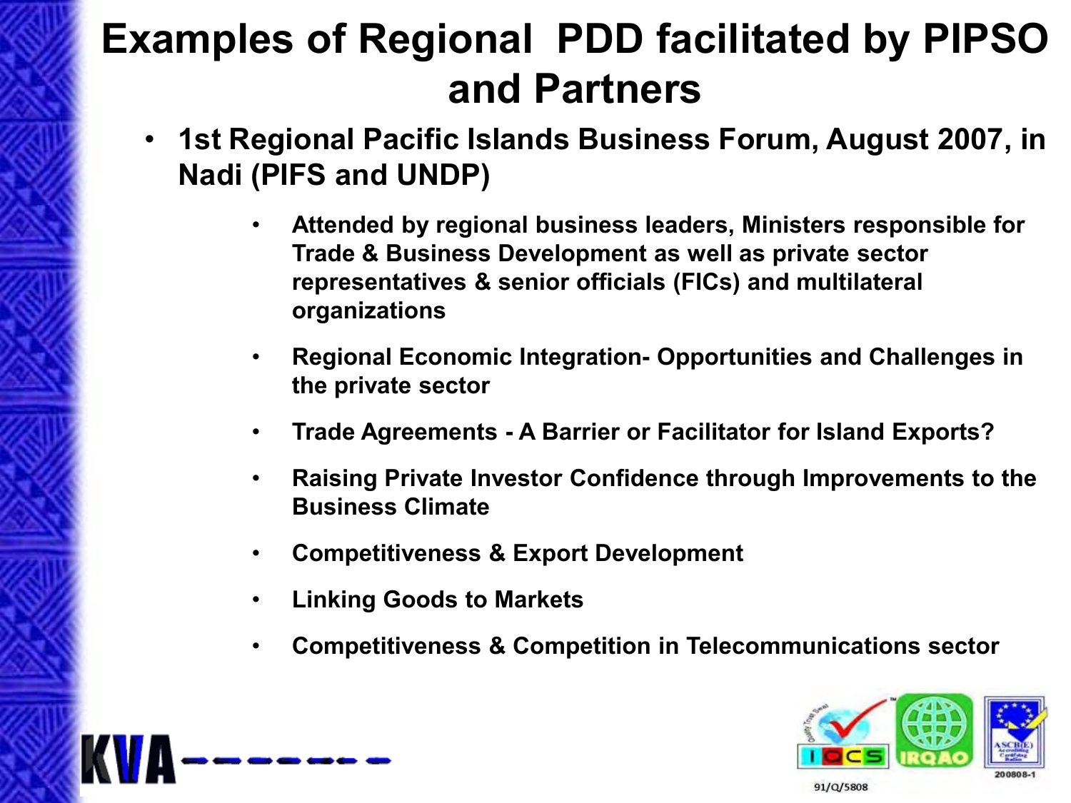# Examples of Regional PDD facilitated by PIPSO and Partners

- **1st Regional Pacific Islands Business Forum, August 2007, in Nadi (PIFS and UNDP)**
  - **Attended by regional business leaders, Ministers responsible for Trade & Business Development as well as private sector representatives & senior officials (FICs) and multilateral organizations**
  - **Regional Economic Integration- Opportunities and Challenges in the private sector**
  - **Trade Agreements - A Barrier or Facilitator for Island Exports?**
  - **Raising Private Investor Confidence through Improvements to the Business Climate**
  - **Competitiveness & Export Development**
  - **Linking Goods to Markets**
  - **Competitiveness & Competition in Telecommunications sector**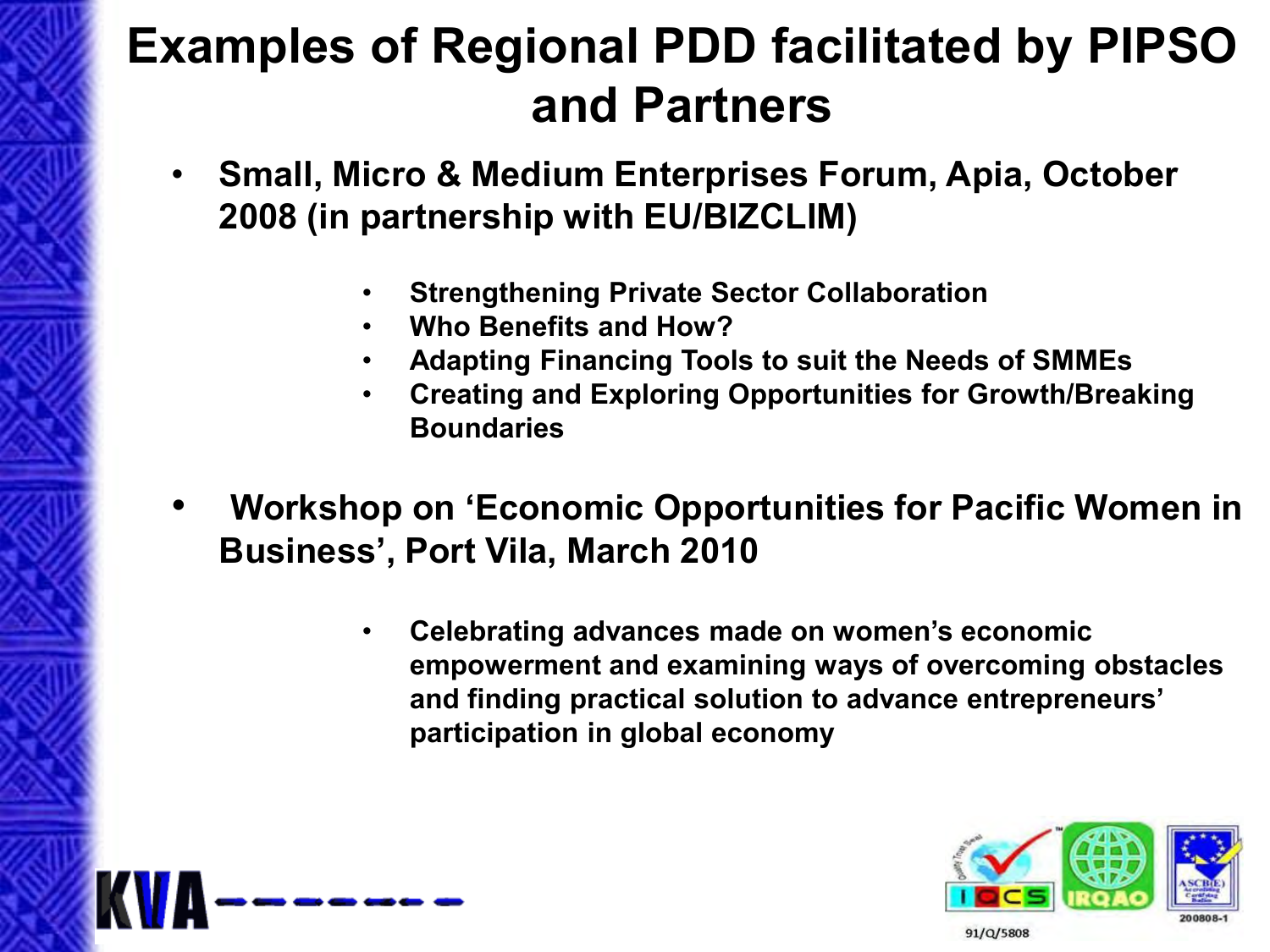# Examples of Regional PDD facilitated by PIPSO and Partners

- **Small, Micro & Medium Enterprises Forum, Apia, October 2008 (in partnership with EU/BIZCLIM)**
  - **Strengthening Private Sector Collaboration**
  - **Who Benefits and How?**
  - **Adapting Financing Tools to suit the Needs of SMMEs**
  - **Creating and Exploring Opportunities for Growth/Breaking Boundaries**

- **Workshop on 'Economic Opportunities for Pacific Women in Business', Port Vila, March 2010**
  - **Celebrating advances made on women's economic empowerment and examining ways of overcoming obstacles and finding practical solution to advance entrepreneurs' participation in global economy**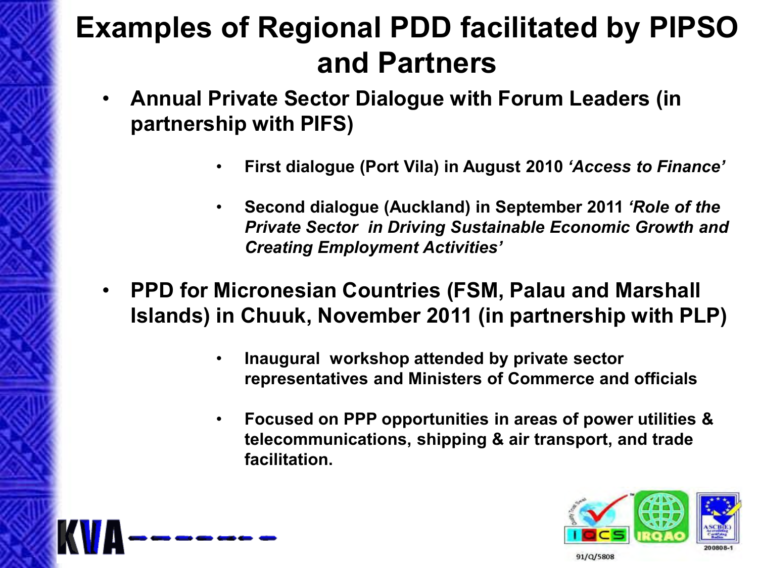# Examples of Regional PDD facilitated by PIPSO and Partners

- **Annual Private Sector Dialogue with Forum Leaders (in partnership with PIFS)**
  - **First dialogue (Port Vila) in August 2010 *'Access to Finance'***
  - **Second dialogue (Auckland) in September 2011 *'Role of the Private Sector in Driving Sustainable Economic Growth and Creating Employment Activities'***
- **PPD for Micronesian Countries (FSM, Palau and Marshall Islands) in Chuuk, November 2011 (in partnership with PLP)**
  - **Inaugural workshop attended by private sector representatives and Ministers of Commerce and officials**
  - **Focused on PPP opportunities in areas of power utilities & telecommunications, shipping & air transport, and trade facilitation.**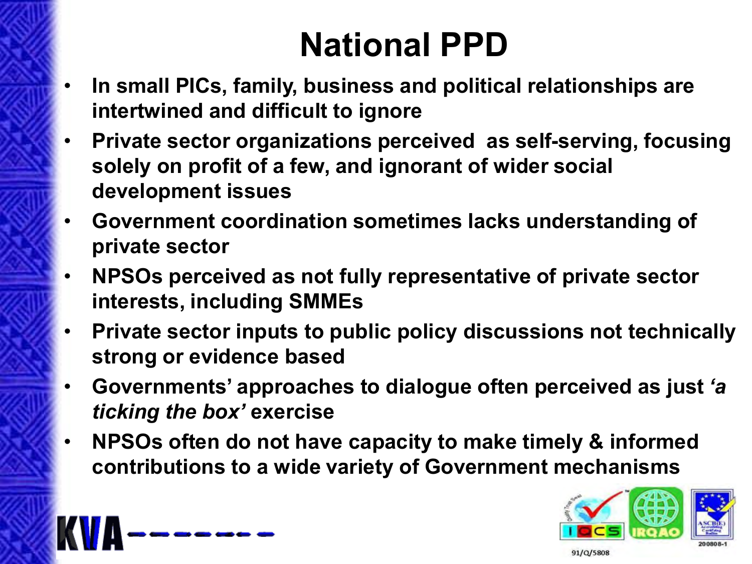# National PPD

- In small PICs, family, business and political relationships are intertwined and difficult to ignore
- Private sector organizations perceived as self-serving, focusing solely on profit of a few, and ignorant of wider social development issues
- Government coordination sometimes lacks understanding of private sector
- NPSOs perceived as not fully representative of private sector interests, including SMMEs
- Private sector inputs to public policy discussions not technically strong or evidence based
- Governments' approaches to dialogue often perceived as just *'a ticking the box'* exercise
- NPSOs often do not have capacity to make timely & informed contributions to a wide variety of Government mechanisms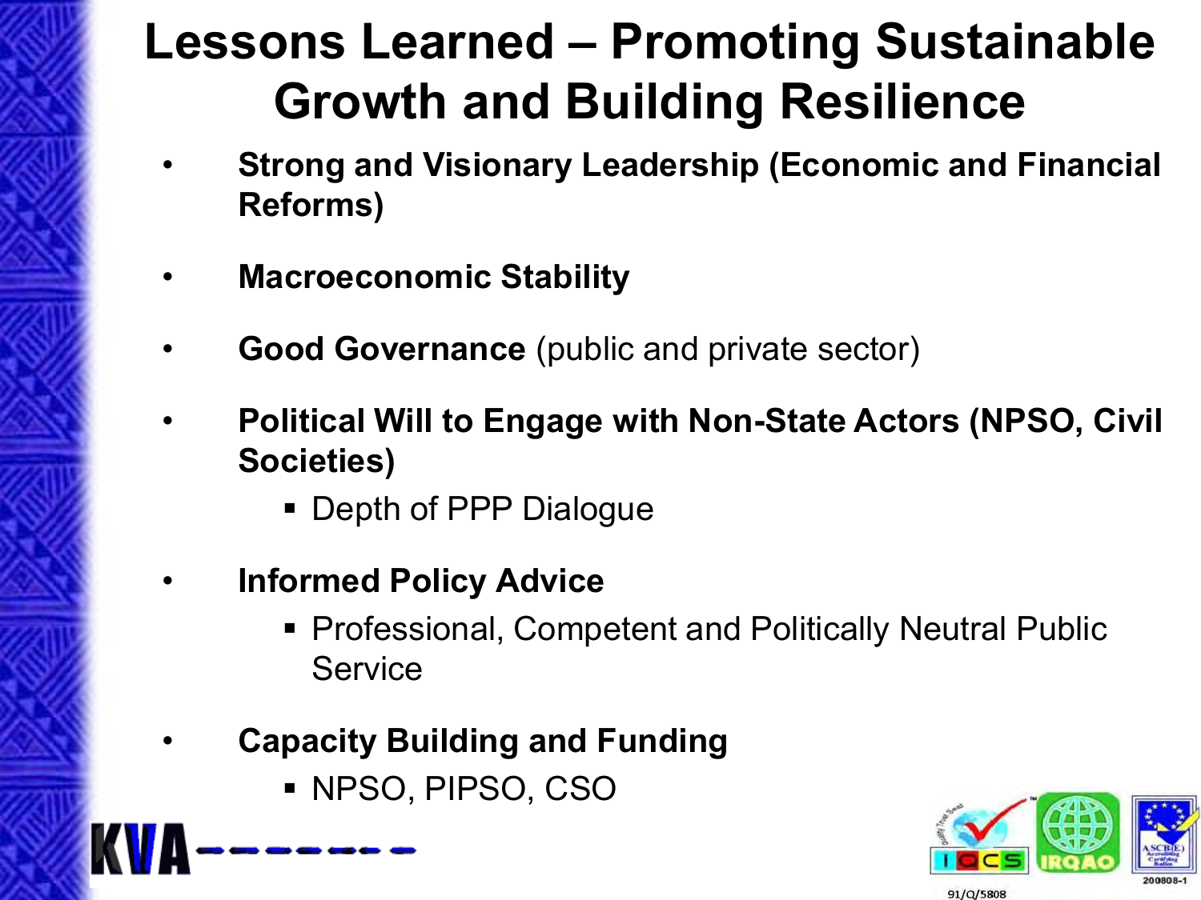# Lessons Learned – Promoting Sustainable Growth and Building Resilience

- **Strong and Visionary Leadership (Economic and Financial Reforms)**
- **Macroeconomic Stability**
- **Good Governance** (public and private sector)
- **Political Will to Engage with Non-State Actors (NPSO, Civil Societies)**
  - Depth of PPP Dialogue
- **Informed Policy Advice**
  - Professional, Competent and Politically Neutral Public Service
- **Capacity Building and Funding**
  - NPSO, PIPSO, CSO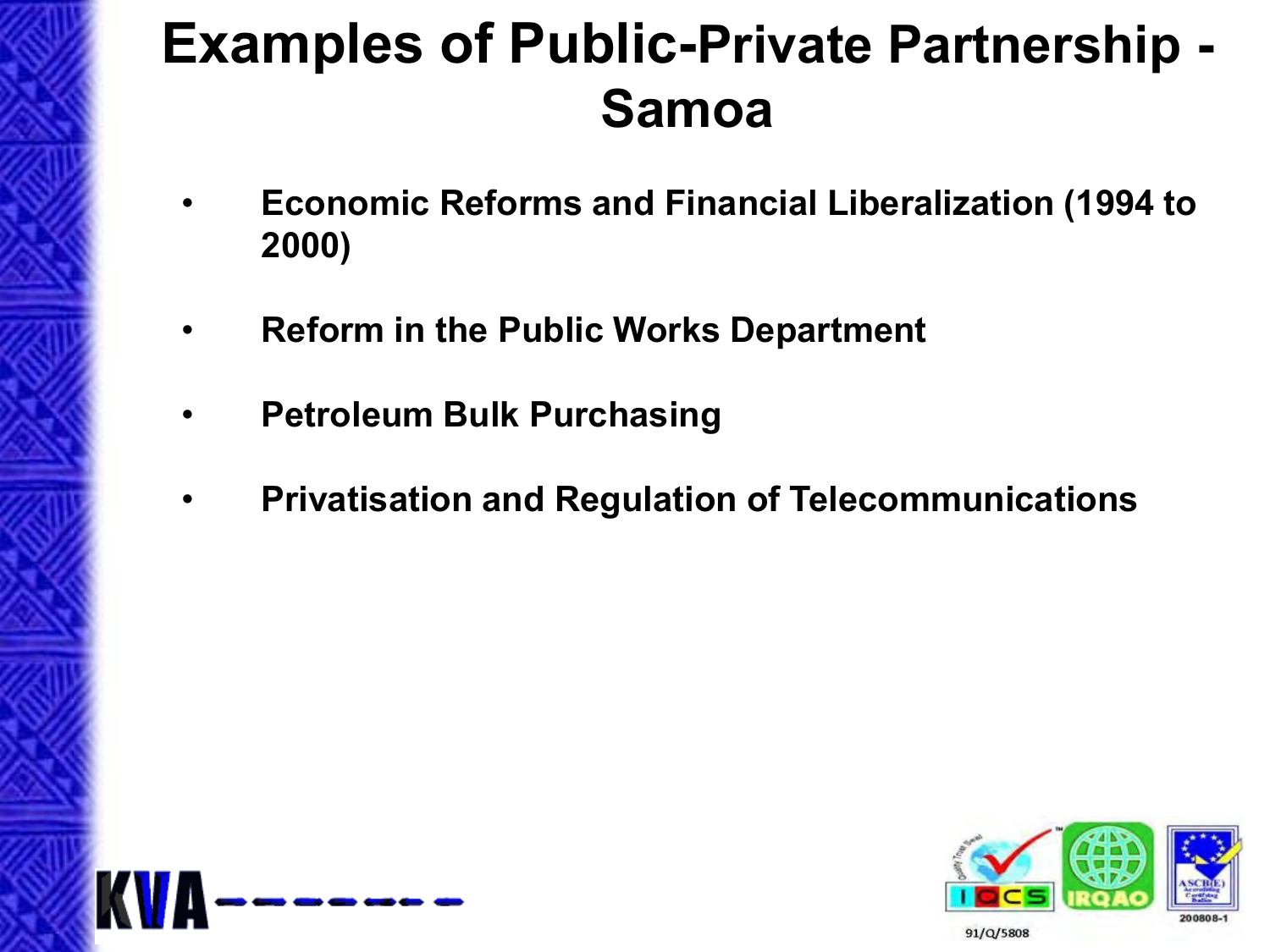# Examples of Public-Private Partnership - Samoa

- **Economic Reforms and Financial Liberalization (1994 to 2000)**
- **Reform in the Public Works Department**
- **Petroleum Bulk Purchasing**
- **Privatisation and Regulation of Telecommunications**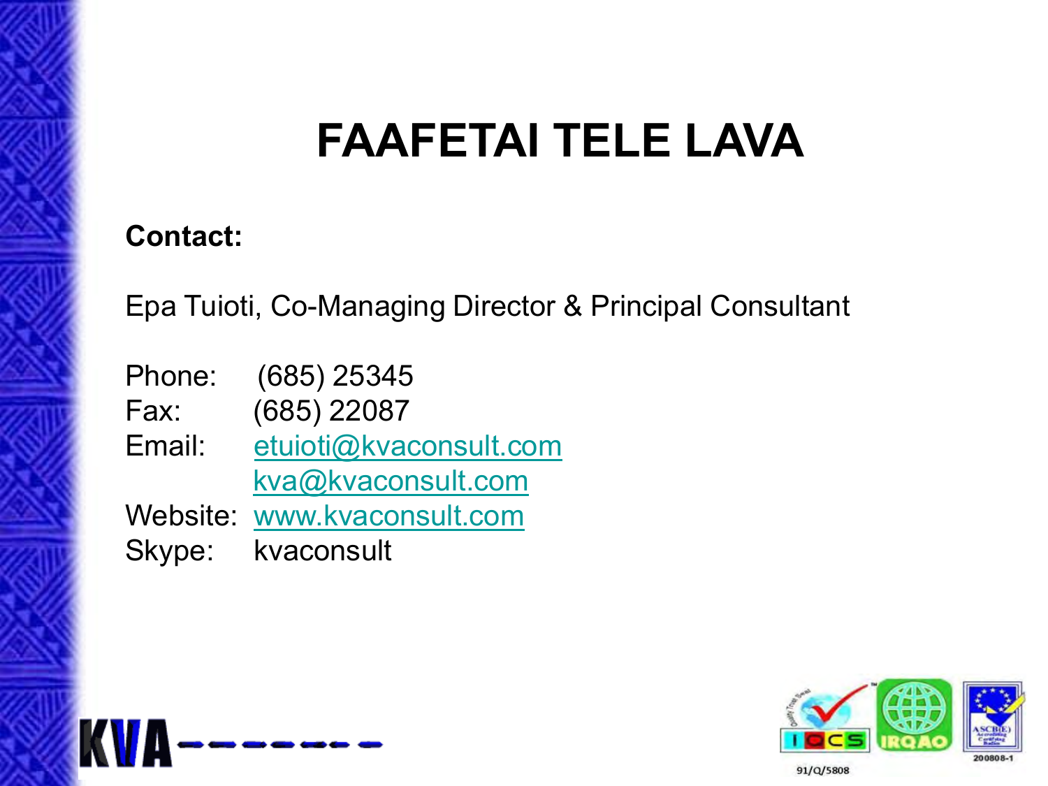# FAAFETAI TELE LAVA

**Contact:**

Epa Tuioti, Co-Managing Director & Principal Consultant

Phone: (685) 25345
Fax: (685) 22087
Email: etuioti@kvaconsult.com
kva@kvaconsult.com
Website: www.kvaconsult.com
Skype: kvaconsult